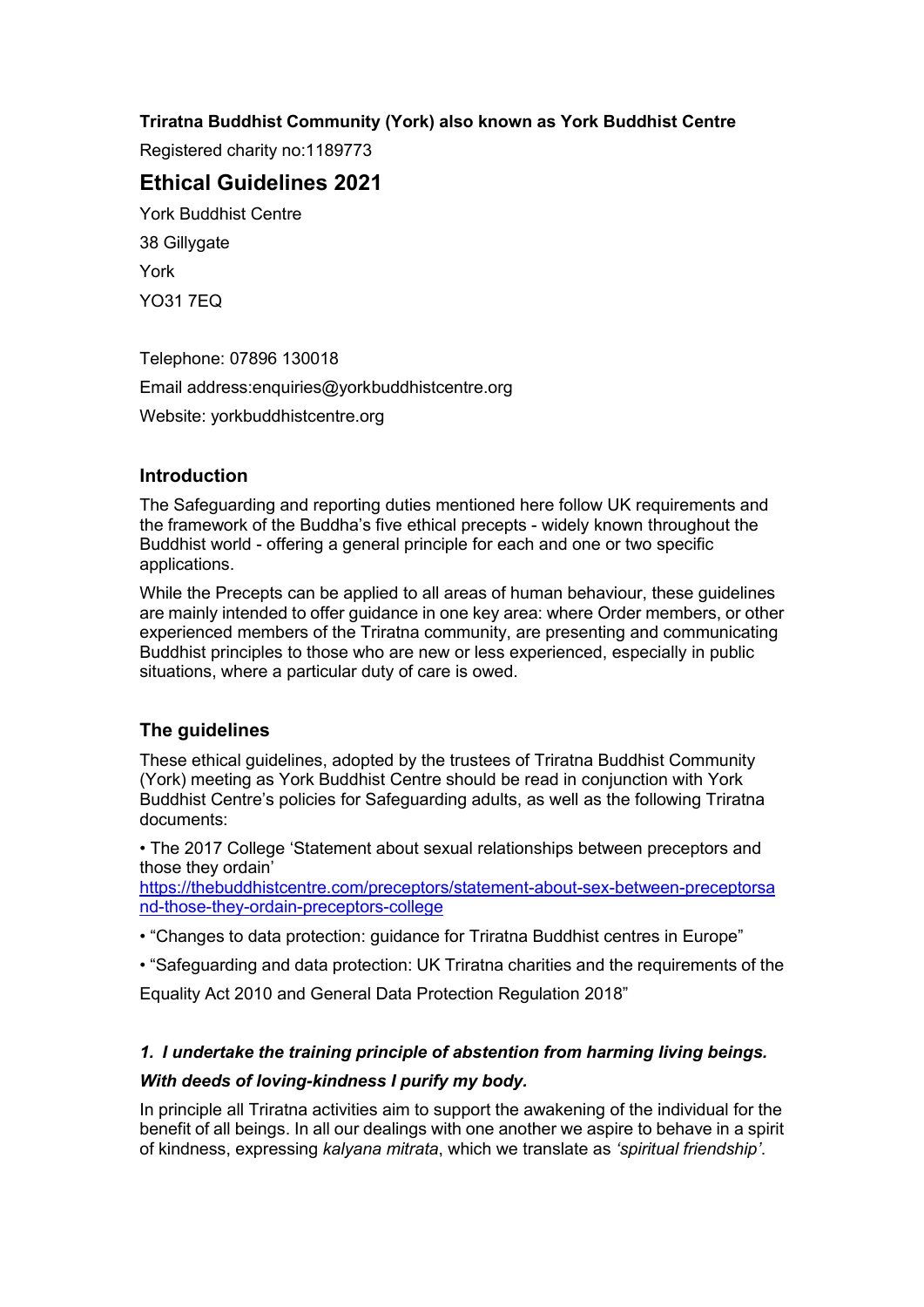**Triratna Buddhist Community (York) also known as York Buddhist Centre**

Registered charity no:1189773

# Ethical Guidelines 2021

York Buddhist Centre

38 Gillygate

York

YO31 7EQ

Telephone: 07896 130018

Email address:enquiries@yorkbuddhistcentre.org

Website: yorkbuddhistcentre.org

## Introduction

The Safeguarding and reporting duties mentioned here follow UK requirements and the framework of the Buddha's five ethical precepts - widely known throughout the Buddhist world - offering a general principle for each and one or two specific applications.

While the Precepts can be applied to all areas of human behaviour, these guidelines are mainly intended to offer guidance in one key area: where Order members, or other experienced members of the Triratna community, are presenting and communicating Buddhist principles to those who are new or less experienced, especially in public situations, where a particular duty of care is owed.

## The guidelines

These ethical guidelines, adopted by the trustees of Triratna Buddhist Community (York) meeting as York Buddhist Centre should be read in conjunction with York Buddhist Centre's policies for Safeguarding adults, as well as the following Triratna documents:

• The 2017 College 'Statement about sexual relationships between preceptors and those they ordain' [https://thebuddhistcentre.com/preceptors/statement-about-sex-between-preceptorsand-those-they-ordain-preceptors-college](https://thebuddhistcentre.com/preceptors/statement-about-sex-between-preceptorsand-those-they-ordain-preceptors-college)

• "Changes to data protection: guidance for Triratna Buddhist centres in Europe"

• "Safeguarding and data protection: UK Triratna charities and the requirements of the Equality Act 2010 and General Data Protection Regulation 2018"

### *1. I undertake the training principle of abstention from harming living beings. With deeds of loving-kindness I purify my body.*

In principle all Triratna activities aim to support the awakening of the individual for the benefit of all beings. In all our dealings with one another we aspire to behave in a spirit of kindness, expressing *kalyana mitrata*, which we translate as *'spiritual friendship'*.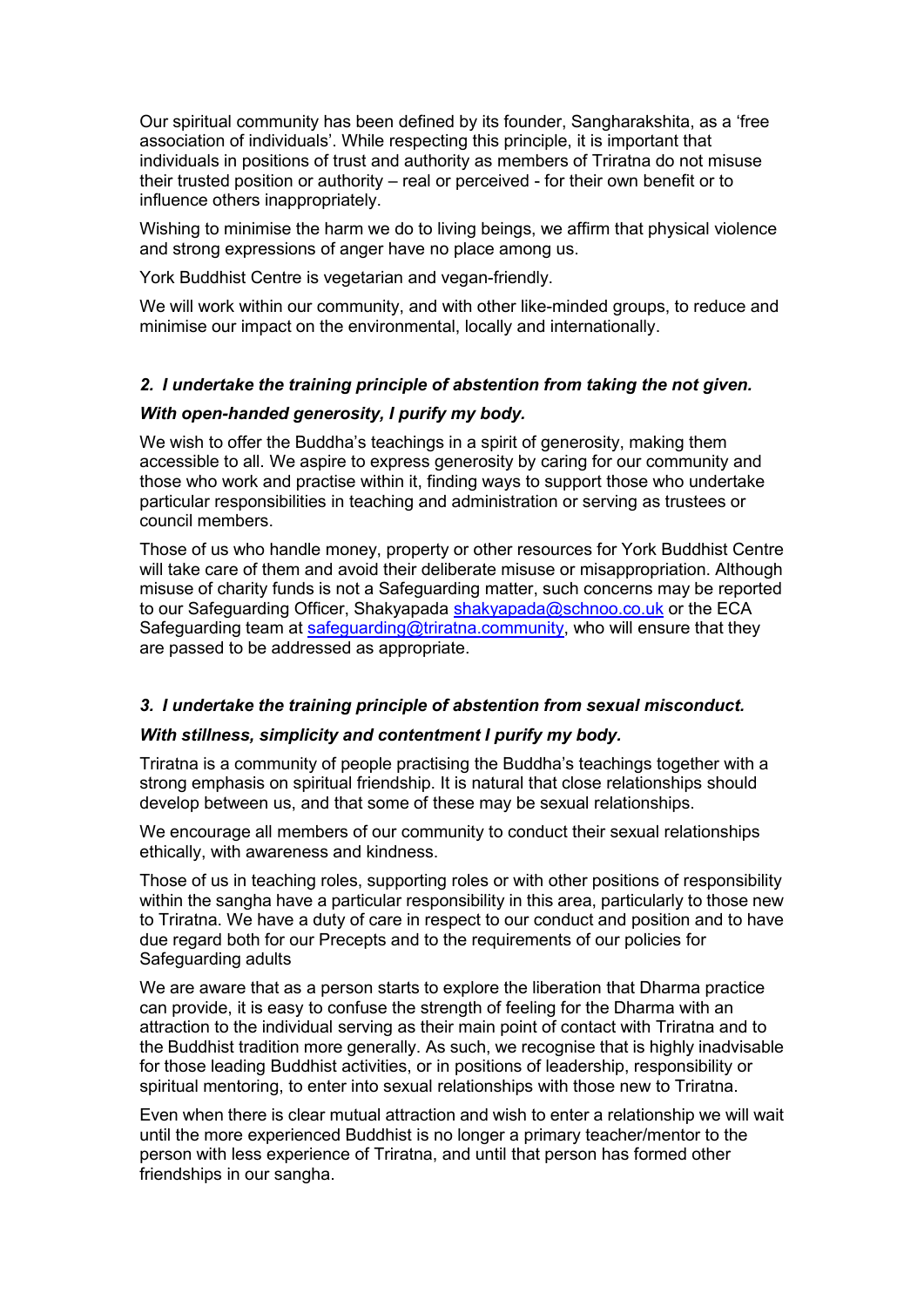Our spiritual community has been defined by its founder, Sangharakshita, as a 'free association of individuals'. While respecting this principle, it is important that individuals in positions of trust and authority as members of Triratna do not misuse their trusted position or authority – real or perceived - for their own benefit or to influence others inappropriately.

Wishing to minimise the harm we do to living beings, we affirm that physical violence and strong expressions of anger have no place among us.

York Buddhist Centre is vegetarian and vegan-friendly.

We will work within our community, and with other like-minded groups, to reduce and minimise our impact on the environmental, locally and internationally.

### *2. I undertake the training principle of abstention from taking the not given.*

### *With open-handed generosity, I purify my body.*

We wish to offer the Buddha's teachings in a spirit of generosity, making them accessible to all. We aspire to express generosity by caring for our community and those who work and practise within it, finding ways to support those who undertake particular responsibilities in teaching and administration or serving as trustees or council members.

Those of us who handle money, property or other resources for York Buddhist Centre will take care of them and avoid their deliberate misuse or misappropriation. Although misuse of charity funds is not a Safeguarding matter, such concerns may be reported to our Safeguarding Officer, Shakyapada [shakyapada@schnoo.co.uk](mailto:shakyapada@schnoo.co.uk) or the ECA Safeguarding team at [safeguarding@triratna.community](mailto:safeguarding@triratna.community), who will ensure that they are passed to be addressed as appropriate.

### *3. I undertake the training principle of abstention from sexual misconduct.*

### *With stillness, simplicity and contentment I purify my body.*

Triratna is a community of people practising the Buddha's teachings together with a strong emphasis on spiritual friendship. It is natural that close relationships should develop between us, and that some of these may be sexual relationships.

We encourage all members of our community to conduct their sexual relationships ethically, with awareness and kindness.

Those of us in teaching roles, supporting roles or with other positions of responsibility within the sangha have a particular responsibility in this area, particularly to those new to Triratna. We have a duty of care in respect to our conduct and position and to have due regard both for our Precepts and to the requirements of our policies for Safeguarding adults

We are aware that as a person starts to explore the liberation that Dharma practice can provide, it is easy to confuse the strength of feeling for the Dharma with an attraction to the individual serving as their main point of contact with Triratna and to the Buddhist tradition more generally. As such, we recognise that is highly inadvisable for those leading Buddhist activities, or in positions of leadership, responsibility or spiritual mentoring, to enter into sexual relationships with those new to Triratna.

Even when there is clear mutual attraction and wish to enter a relationship we will wait until the more experienced Buddhist is no longer a primary teacher/mentor to the person with less experience of Triratna, and until that person has formed other friendships in our sangha.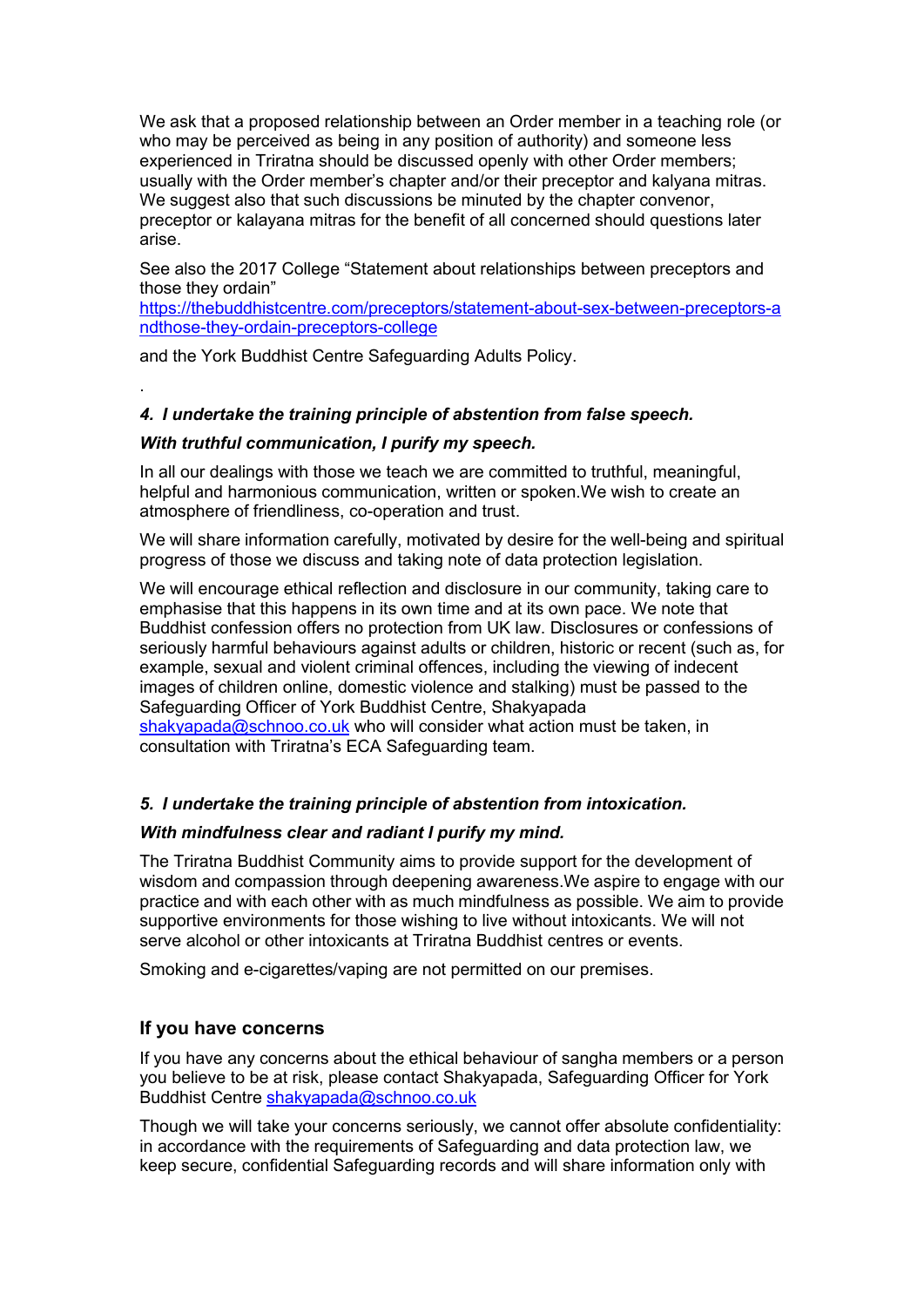We ask that a proposed relationship between an Order member in a teaching role (or who may be perceived as being in any position of authority) and someone less experienced in Triratna should be discussed openly with other Order members; usually with the Order member's chapter and/or their preceptor and kalyana mitras. We suggest also that such discussions be minuted by the chapter convenor, preceptor or kalayana mitras for the benefit of all concerned should questions later arise.

See also the 2017 College "Statement about relationships between preceptors and those they ordain"
[https://thebuddhistcentre.com/preceptors/statement-about-sex-between-preceptors-andthose-they-ordain-preceptors-college](https://thebuddhistcentre.com/preceptors/statement-about-sex-between-preceptors-andthose-they-ordain-preceptors-college)

and the York Buddhist Centre Safeguarding Adults Policy.

.

#### *4. I undertake the training principle of abstention from false speech.*

***With truthful communication, I purify my speech.***

In all our dealings with those we teach we are committed to truthful, meaningful, helpful and harmonious communication, written or spoken.We wish to create an atmosphere of friendliness, co-operation and trust.

We will share information carefully, motivated by desire for the well-being and spiritual progress of those we discuss and taking note of data protection legislation.

We will encourage ethical reflection and disclosure in our community, taking care to emphasise that this happens in its own time and at its own pace. We note that Buddhist confession offers no protection from UK law. Disclosures or confessions of seriously harmful behaviours against adults or children, historic or recent (such as, for example, sexual and violent criminal offences, including the viewing of indecent images of children online, domestic violence and stalking) must be passed to the Safeguarding Officer of York Buddhist Centre, Shakyapada [shakyapada@schnoo.co.uk](mailto:shakyapada@schnoo.co.uk) who will consider what action must be taken, in consultation with Triratna's ECA Safeguarding team.

#### *5. I undertake the training principle of abstention from intoxication.*

***With mindfulness clear and radiant I purify my mind.***

The Triratna Buddhist Community aims to provide support for the development of wisdom and compassion through deepening awareness.We aspire to engage with our practice and with each other with as much mindfulness as possible. We aim to provide supportive environments for those wishing to live without intoxicants. We will not serve alcohol or other intoxicants at Triratna Buddhist centres or events.

Smoking and e-cigarettes/vaping are not permitted on our premises.

### If you have concerns

If you have any concerns about the ethical behaviour of sangha members or a person you believe to be at risk, please contact Shakyapada, Safeguarding Officer for York Buddhist Centre [shakyapada@schnoo.co.uk](mailto:shakyapada@schnoo.co.uk)

Though we will take your concerns seriously, we cannot offer absolute confidentiality: in accordance with the requirements of Safeguarding and data protection law, we keep secure, confidential Safeguarding records and will share information only with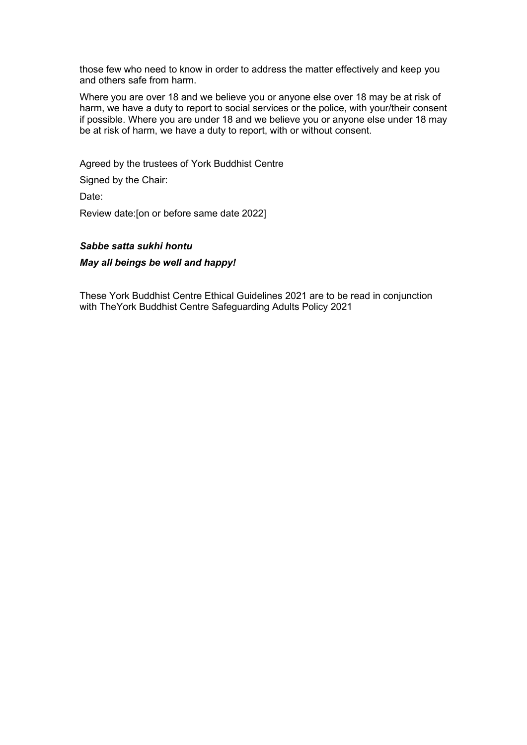those few who need to know in order to address the matter effectively and keep you and others safe from harm.

Where you are over 18 and we believe you or anyone else over 18 may be at risk of harm, we have a duty to report to social services or the police, with your/their consent if possible. Where you are under 18 and we believe you or anyone else under 18 may be at risk of harm, we have a duty to report, with or without consent.

Agreed by the trustees of York Buddhist Centre

Signed by the Chair:

Date:

Review date:[on or before same date 2022]

***Sabbe satta sukhi hontu***

***May all beings be well and happy!***

These York Buddhist Centre Ethical Guidelines 2021 are to be read in conjunction with TheYork Buddhist Centre Safeguarding Adults Policy 2021